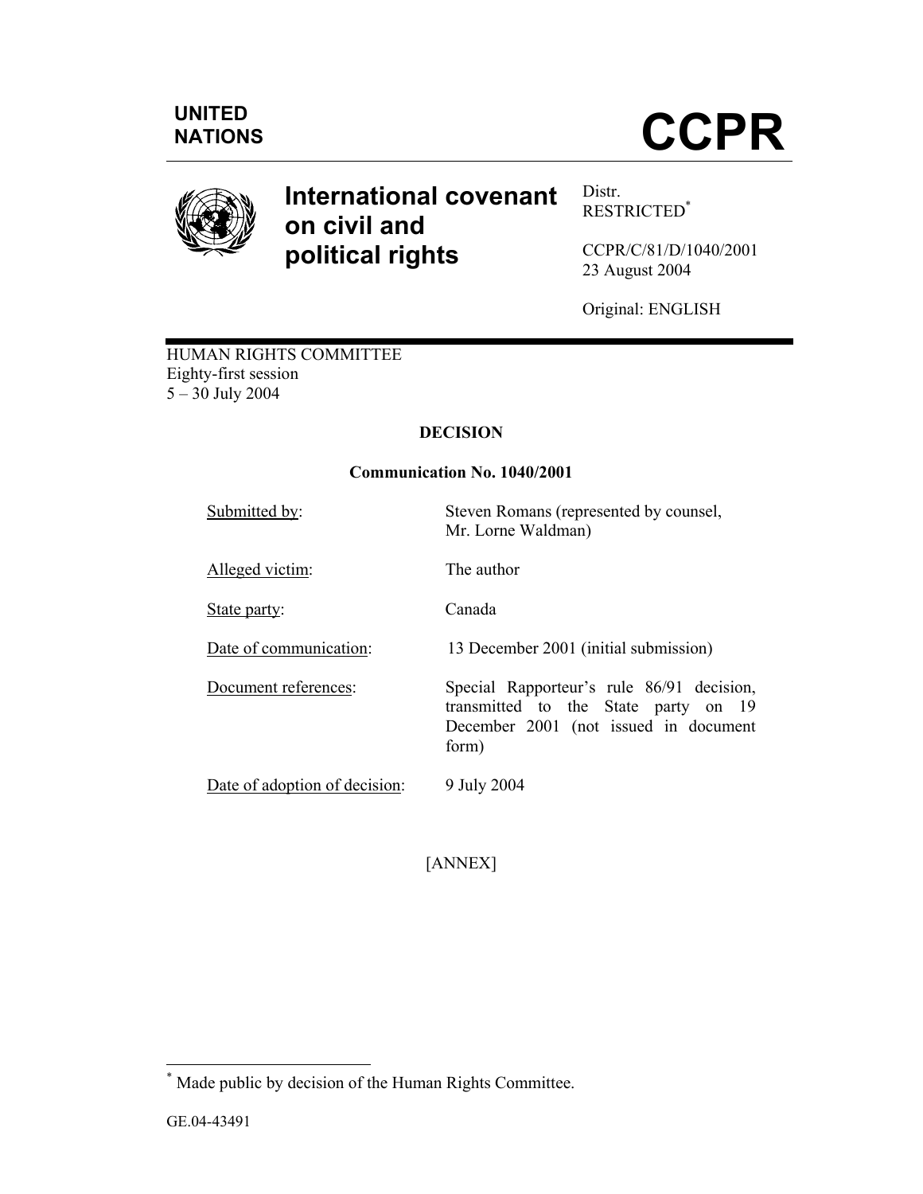UNITED NATIONS

# CCPR

## International covenant on civil and political rights

Distr.
RESTRICTED[*]

CCPR/C/81/D/1040/2001
23 August 2004

Original: ENGLISH

HUMAN RIGHTS COMMITTEE
Eighty-first session
5 – 30 July 2004

**DECISION**

**Communication No. 1040/2001**

| | |
|---|---|
| Submitted by: | Steven Romans (represented by counsel, Mr. Lorne Waldman) |
| Alleged victim: | The author |
| State party: | Canada |
| Date of communication: | 13 December 2001 (initial submission) |
| Document references: | Special Rapporteur's rule 86/91 decision, transmitted to the State party on 19 December 2001 (not issued in document form) |
| Date of adoption of decision: | 9 July 2004 |

[ANNEX]

[*] Made public by decision of the Human Rights Committee.

GE.04-43491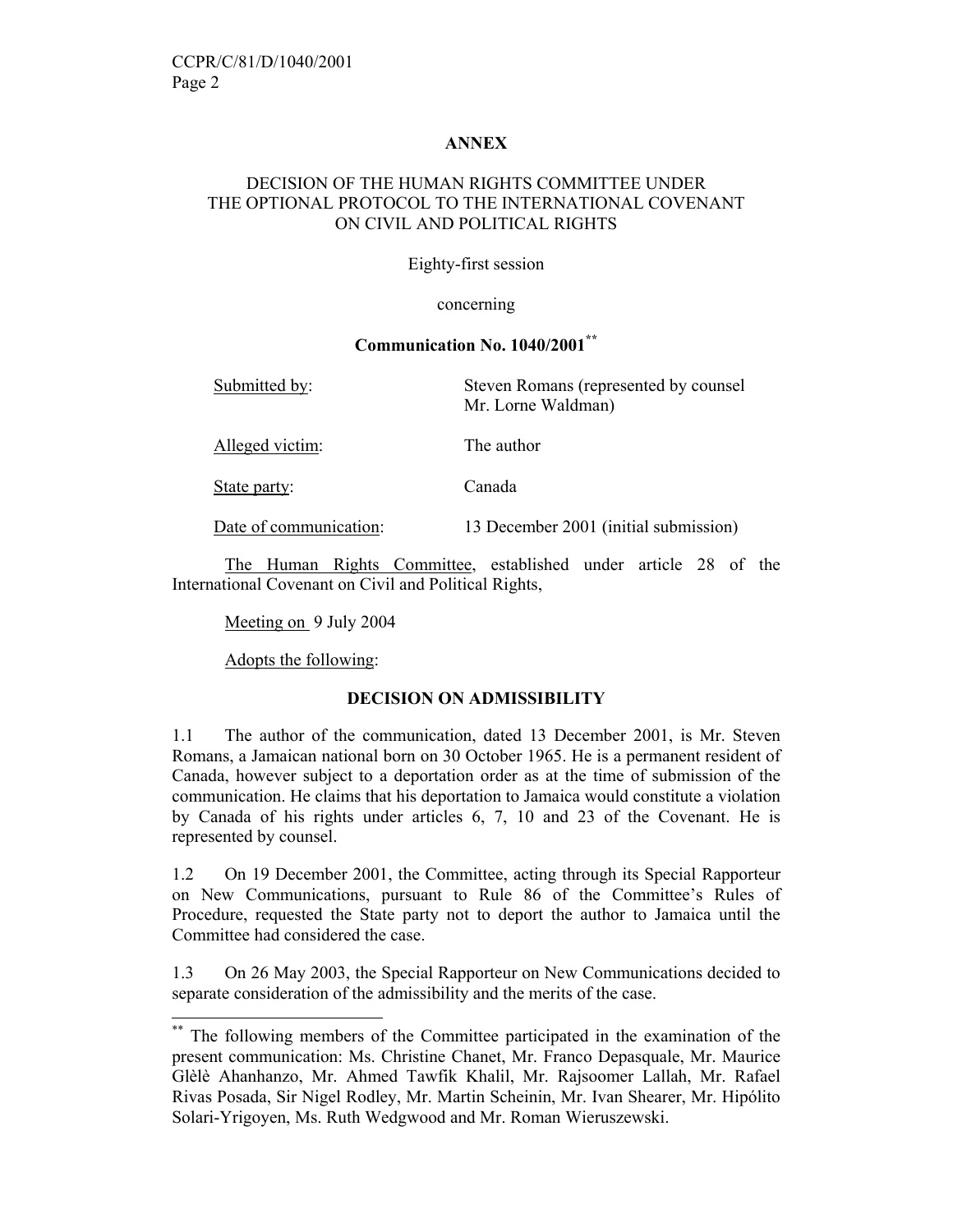**ANNEX**

DECISION OF THE HUMAN RIGHTS COMMITTEE UNDER THE OPTIONAL PROTOCOL TO THE INTERNATIONAL COVENANT ON CIVIL AND POLITICAL RIGHTS

Eighty-first session

concerning

**Communication No. 1040/2001**[**]

| | |
|---|---|
| Submitted by: | Steven Romans (represented by counsel Mr. Lorne Waldman) |
| Alleged victim: | The author |
| State party: | Canada |
| Date of communication: | 13 December 2001 (initial submission) |

The Human Rights Committee, established under article 28 of the International Covenant on Civil and Political Rights,

Meeting on 9 July 2004

Adopts the following:

**DECISION ON ADMISSIBILITY**

1.1 The author of the communication, dated 13 December 2001, is Mr. Steven Romans, a Jamaican national born on 30 October 1965. He is a permanent resident of Canada, however subject to a deportation order as at the time of submission of the communication. He claims that his deportation to Jamaica would constitute a violation by Canada of his rights under articles 6, 7, 10 and 23 of the Covenant. He is represented by counsel.

1.2 On 19 December 2001, the Committee, acting through its Special Rapporteur on New Communications, pursuant to Rule 86 of the Committee's Rules of Procedure, requested the State party not to deport the author to Jamaica until the Committee had considered the case.

1.3 On 26 May 2003, the Special Rapporteur on New Communications decided to separate consideration of the admissibility and the merits of the case.

---

[**] The following members of the Committee participated in the examination of the present communication: Ms. Christine Chanet, Mr. Franco Depasquale, Mr. Maurice Glèlè Ahanhanzo, Mr. Ahmed Tawfik Khalil, Mr. Rajsoomer Lallah, Mr. Rafael Rivas Posada, Sir Nigel Rodley, Mr. Martin Scheinin, Mr. Ivan Shearer, Mr. Hipólito Solari-Yrigoyen, Ms. Ruth Wedgwood and Mr. Roman Wieruszewski.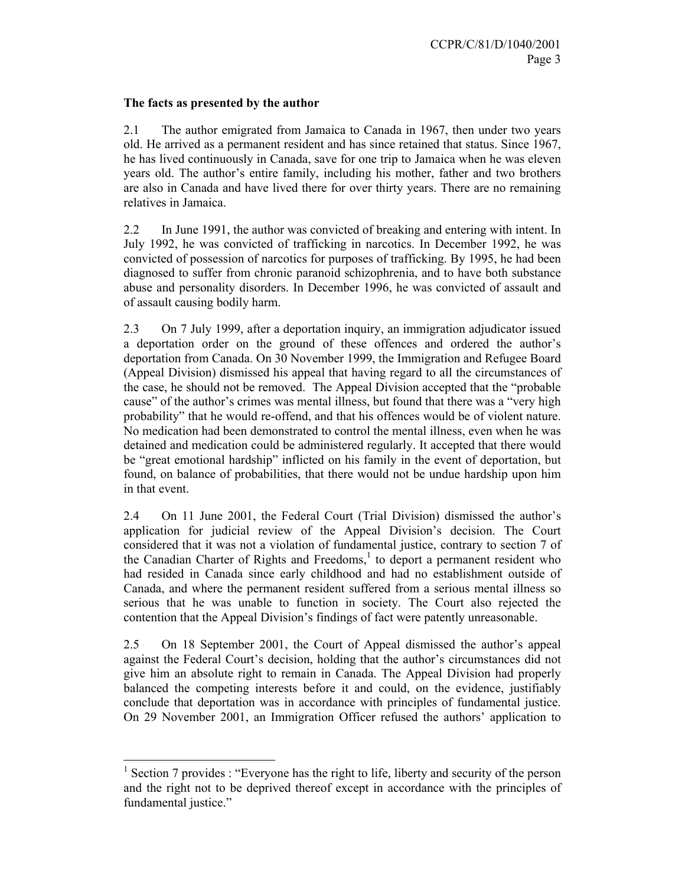**The facts as presented by the author**

2.1 The author emigrated from Jamaica to Canada in 1967, then under two years old. He arrived as a permanent resident and has since retained that status. Since 1967, he has lived continuously in Canada, save for one trip to Jamaica when he was eleven years old. The author's entire family, including his mother, father and two brothers are also in Canada and have lived there for over thirty years. There are no remaining relatives in Jamaica.

2.2 In June 1991, the author was convicted of breaking and entering with intent. In July 1992, he was convicted of trafficking in narcotics. In December 1992, he was convicted of possession of narcotics for purposes of trafficking. By 1995, he had been diagnosed to suffer from chronic paranoid schizophrenia, and to have both substance abuse and personality disorders. In December 1996, he was convicted of assault and of assault causing bodily harm.

2.3 On 7 July 1999, after a deportation inquiry, an immigration adjudicator issued a deportation order on the ground of these offences and ordered the author's deportation from Canada. On 30 November 1999, the Immigration and Refugee Board (Appeal Division) dismissed his appeal that having regard to all the circumstances of the case, he should not be removed. The Appeal Division accepted that the "probable cause" of the author's crimes was mental illness, but found that there was a "very high probability" that he would re-offend, and that his offences would be of violent nature. No medication had been demonstrated to control the mental illness, even when he was detained and medication could be administered regularly. It accepted that there would be "great emotional hardship" inflicted on his family in the event of deportation, but found, on balance of probabilities, that there would not be undue hardship upon him in that event.

2.4 On 11 June 2001, the Federal Court (Trial Division) dismissed the author's application for judicial review of the Appeal Division's decision. The Court considered that it was not a violation of fundamental justice, contrary to section 7 of the Canadian Charter of Rights and Freedoms,[1] to deport a permanent resident who had resided in Canada since early childhood and had no establishment outside of Canada, and where the permanent resident suffered from a serious mental illness so serious that he was unable to function in society. The Court also rejected the contention that the Appeal Division's findings of fact were patently unreasonable.

2.5 On 18 September 2001, the Court of Appeal dismissed the author's appeal against the Federal Court's decision, holding that the author's circumstances did not give him an absolute right to remain in Canada. The Appeal Division had properly balanced the competing interests before it and could, on the evidence, justifiably conclude that deportation was in accordance with principles of fundamental justice. On 29 November 2001, an Immigration Officer refused the authors' application to

[1] Section 7 provides : "Everyone has the right to life, liberty and security of the person and the right not to be deprived thereof except in accordance with the principles of fundamental justice."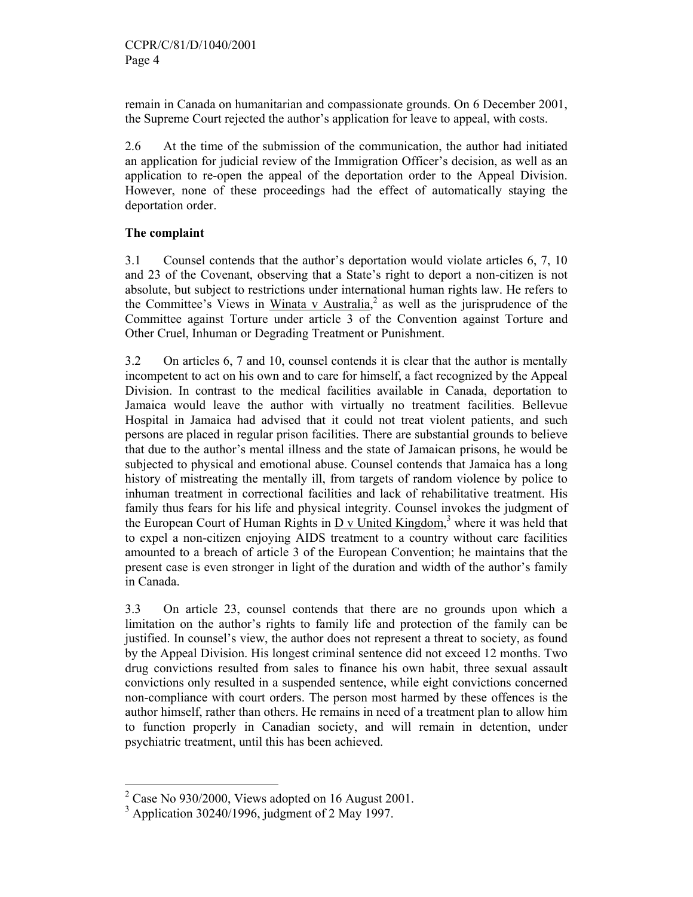remain in Canada on humanitarian and compassionate grounds. On 6 December 2001, the Supreme Court rejected the author's application for leave to appeal, with costs.

2.6 At the time of the submission of the communication, the author had initiated an application for judicial review of the Immigration Officer's decision, as well as an application to re-open the appeal of the deportation order to the Appeal Division. However, none of these proceedings had the effect of automatically staying the deportation order.

**The complaint**

3.1 Counsel contends that the author's deportation would violate articles 6, 7, 10 and 23 of the Covenant, observing that a State's right to deport a non-citizen is not absolute, but subject to restrictions under international human rights law. He refers to the Committee's Views in Winata v Australia,[2] as well as the jurisprudence of the Committee against Torture under article 3 of the Convention against Torture and Other Cruel, Inhuman or Degrading Treatment or Punishment.

3.2 On articles 6, 7 and 10, counsel contends it is clear that the author is mentally incompetent to act on his own and to care for himself, a fact recognized by the Appeal Division. In contrast to the medical facilities available in Canada, deportation to Jamaica would leave the author with virtually no treatment facilities. Bellevue Hospital in Jamaica had advised that it could not treat violent patients, and such persons are placed in regular prison facilities. There are substantial grounds to believe that due to the author's mental illness and the state of Jamaican prisons, he would be subjected to physical and emotional abuse. Counsel contends that Jamaica has a long history of mistreating the mentally ill, from targets of random violence by police to inhuman treatment in correctional facilities and lack of rehabilitative treatment. His family thus fears for his life and physical integrity. Counsel invokes the judgment of the European Court of Human Rights in D v United Kingdom,[3] where it was held that to expel a non-citizen enjoying AIDS treatment to a country without care facilities amounted to a breach of article 3 of the European Convention; he maintains that the present case is even stronger in light of the duration and width of the author's family in Canada.

3.3 On article 23, counsel contends that there are no grounds upon which a limitation on the author's rights to family life and protection of the family can be justified. In counsel's view, the author does not represent a threat to society, as found by the Appeal Division. His longest criminal sentence did not exceed 12 months. Two drug convictions resulted from sales to finance his own habit, three sexual assault convictions only resulted in a suspended sentence, while eight convictions concerned non-compliance with court orders. The person most harmed by these offences is the author himself, rather than others. He remains in need of a treatment plan to allow him to function properly in Canadian society, and will remain in detention, under psychiatric treatment, until this has been achieved.

---

[2] Case No 930/2000, Views adopted on 16 August 2001.

[3] Application 30240/1996, judgment of 2 May 1997.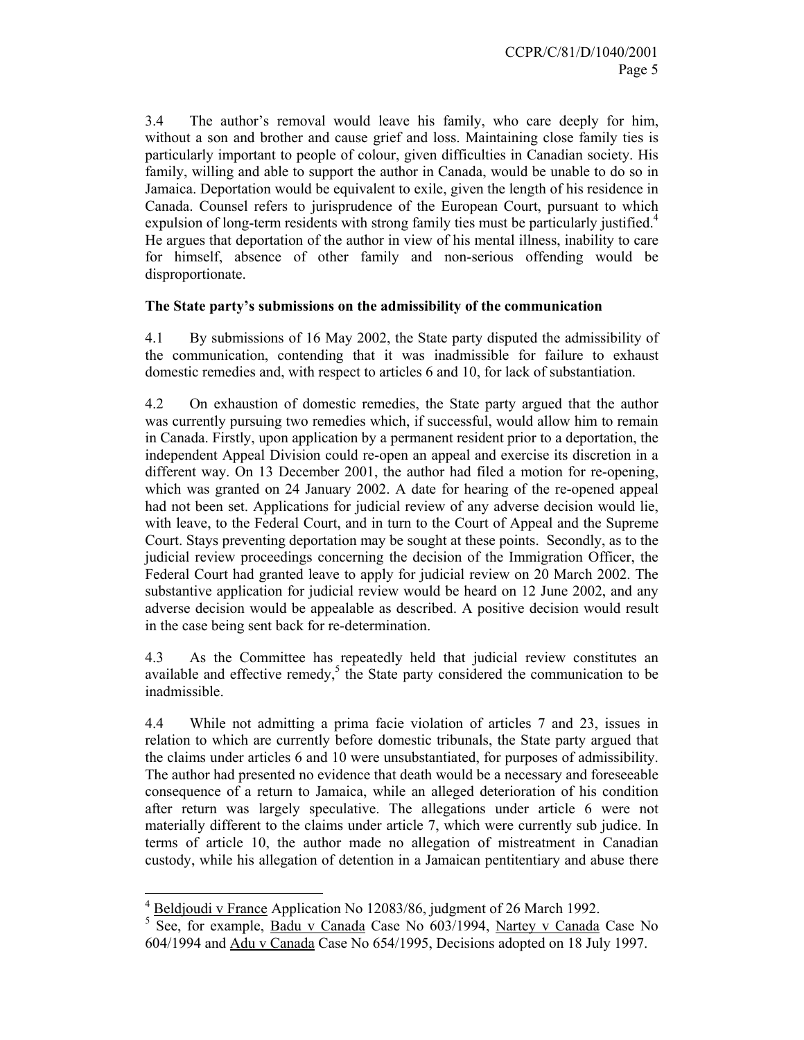3.4 The author's removal would leave his family, who care deeply for him, without a son and brother and cause grief and loss. Maintaining close family ties is particularly important to people of colour, given difficulties in Canadian society. His family, willing and able to support the author in Canada, would be unable to do so in Jamaica. Deportation would be equivalent to exile, given the length of his residence in Canada. Counsel refers to jurisprudence of the European Court, pursuant to which expulsion of long-term residents with strong family ties must be particularly justified.[4] He argues that deportation of the author in view of his mental illness, inability to care for himself, absence of other family and non-serious offending would be disproportionate.

**The State party's submissions on the admissibility of the communication**

4.1 By submissions of 16 May 2002, the State party disputed the admissibility of the communication, contending that it was inadmissible for failure to exhaust domestic remedies and, with respect to articles 6 and 10, for lack of substantiation.

4.2 On exhaustion of domestic remedies, the State party argued that the author was currently pursuing two remedies which, if successful, would allow him to remain in Canada. Firstly, upon application by a permanent resident prior to a deportation, the independent Appeal Division could re-open an appeal and exercise its discretion in a different way. On 13 December 2001, the author had filed a motion for re-opening, which was granted on 24 January 2002. A date for hearing of the re-opened appeal had not been set. Applications for judicial review of any adverse decision would lie, with leave, to the Federal Court, and in turn to the Court of Appeal and the Supreme Court. Stays preventing deportation may be sought at these points. Secondly, as to the judicial review proceedings concerning the decision of the Immigration Officer, the Federal Court had granted leave to apply for judicial review on 20 March 2002. The substantive application for judicial review would be heard on 12 June 2002, and any adverse decision would be appealable as described. A positive decision would result in the case being sent back for re-determination.

4.3 As the Committee has repeatedly held that judicial review constitutes an available and effective remedy,[5] the State party considered the communication to be inadmissible.

4.4 While not admitting a prima facie violation of articles 7 and 23, issues in relation to which are currently before domestic tribunals, the State party argued that the claims under articles 6 and 10 were unsubstantiated, for purposes of admissibility. The author had presented no evidence that death would be a necessary and foreseeable consequence of a return to Jamaica, while an alleged deterioration of his condition after return was largely speculative. The allegations under article 6 were not materially different to the claims under article 7, which were currently sub judice. In terms of article 10, the author made no allegation of mistreatment in Canadian custody, while his allegation of detention in a Jamaican pentitentiary and abuse there

---

[4] Beldjoudi v France Application No 12083/86, judgment of 26 March 1992.

[5] See, for example, Badu v Canada Case No 603/1994, Nartey v Canada Case No 604/1994 and Adu v Canada Case No 654/1995, Decisions adopted on 18 July 1997.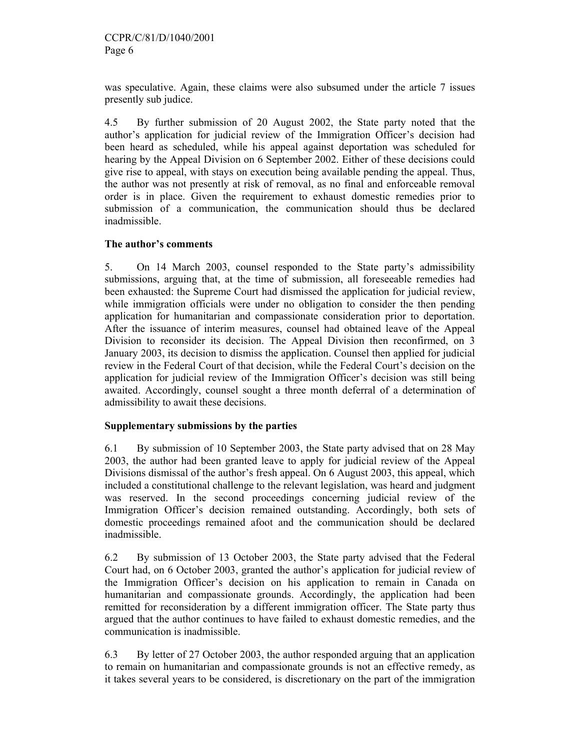was speculative. Again, these claims were also subsumed under the article 7 issues presently sub judice.

4.5 By further submission of 20 August 2002, the State party noted that the author's application for judicial review of the Immigration Officer's decision had been heard as scheduled, while his appeal against deportation was scheduled for hearing by the Appeal Division on 6 September 2002. Either of these decisions could give rise to appeal, with stays on execution being available pending the appeal. Thus, the author was not presently at risk of removal, as no final and enforceable removal order is in place. Given the requirement to exhaust domestic remedies prior to submission of a communication, the communication should thus be declared inadmissible.

**The author's comments**

5. On 14 March 2003, counsel responded to the State party's admissibility submissions, arguing that, at the time of submission, all foreseeable remedies had been exhausted: the Supreme Court had dismissed the application for judicial review, while immigration officials were under no obligation to consider the then pending application for humanitarian and compassionate consideration prior to deportation. After the issuance of interim measures, counsel had obtained leave of the Appeal Division to reconsider its decision. The Appeal Division then reconfirmed, on 3 January 2003, its decision to dismiss the application. Counsel then applied for judicial review in the Federal Court of that decision, while the Federal Court's decision on the application for judicial review of the Immigration Officer's decision was still being awaited. Accordingly, counsel sought a three month deferral of a determination of admissibility to await these decisions.

**Supplementary submissions by the parties**

6.1 By submission of 10 September 2003, the State party advised that on 28 May 2003, the author had been granted leave to apply for judicial review of the Appeal Divisions dismissal of the author's fresh appeal. On 6 August 2003, this appeal, which included a constitutional challenge to the relevant legislation, was heard and judgment was reserved. In the second proceedings concerning judicial review of the Immigration Officer's decision remained outstanding. Accordingly, both sets of domestic proceedings remained afoot and the communication should be declared inadmissible.

6.2 By submission of 13 October 2003, the State party advised that the Federal Court had, on 6 October 2003, granted the author's application for judicial review of the Immigration Officer's decision on his application to remain in Canada on humanitarian and compassionate grounds. Accordingly, the application had been remitted for reconsideration by a different immigration officer. The State party thus argued that the author continues to have failed to exhaust domestic remedies, and the communication is inadmissible.

6.3 By letter of 27 October 2003, the author responded arguing that an application to remain on humanitarian and compassionate grounds is not an effective remedy, as it takes several years to be considered, is discretionary on the part of the immigration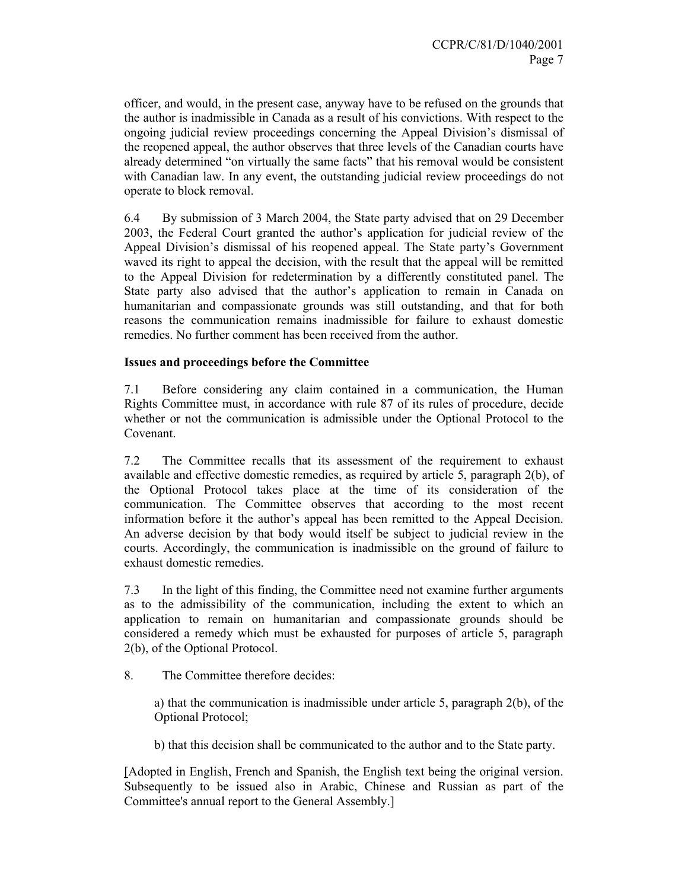officer, and would, in the present case, anyway have to be refused on the grounds that the author is inadmissible in Canada as a result of his convictions. With respect to the ongoing judicial review proceedings concerning the Appeal Division's dismissal of the reopened appeal, the author observes that three levels of the Canadian courts have already determined "on virtually the same facts" that his removal would be consistent with Canadian law. In any event, the outstanding judicial review proceedings do not operate to block removal.

6.4 By submission of 3 March 2004, the State party advised that on 29 December 2003, the Federal Court granted the author's application for judicial review of the Appeal Division's dismissal of his reopened appeal. The State party's Government waved its right to appeal the decision, with the result that the appeal will be remitted to the Appeal Division for redetermination by a differently constituted panel. The State party also advised that the author's application to remain in Canada on humanitarian and compassionate grounds was still outstanding, and that for both reasons the communication remains inadmissible for failure to exhaust domestic remedies. No further comment has been received from the author.

**Issues and proceedings before the Committee**

7.1 Before considering any claim contained in a communication, the Human Rights Committee must, in accordance with rule 87 of its rules of procedure, decide whether or not the communication is admissible under the Optional Protocol to the Covenant.

7.2 The Committee recalls that its assessment of the requirement to exhaust available and effective domestic remedies, as required by article 5, paragraph 2(b), of the Optional Protocol takes place at the time of its consideration of the communication. The Committee observes that according to the most recent information before it the author's appeal has been remitted to the Appeal Decision. An adverse decision by that body would itself be subject to judicial review in the courts. Accordingly, the communication is inadmissible on the ground of failure to exhaust domestic remedies.

7.3 In the light of this finding, the Committee need not examine further arguments as to the admissibility of the communication, including the extent to which an application to remain on humanitarian and compassionate grounds should be considered a remedy which must be exhausted for purposes of article 5, paragraph 2(b), of the Optional Protocol.

8. The Committee therefore decides:

a) that the communication is inadmissible under article 5, paragraph 2(b), of the Optional Protocol;

b) that this decision shall be communicated to the author and to the State party.

[Adopted in English, French and Spanish, the English text being the original version. Subsequently to be issued also in Arabic, Chinese and Russian as part of the Committee's annual report to the General Assembly.]